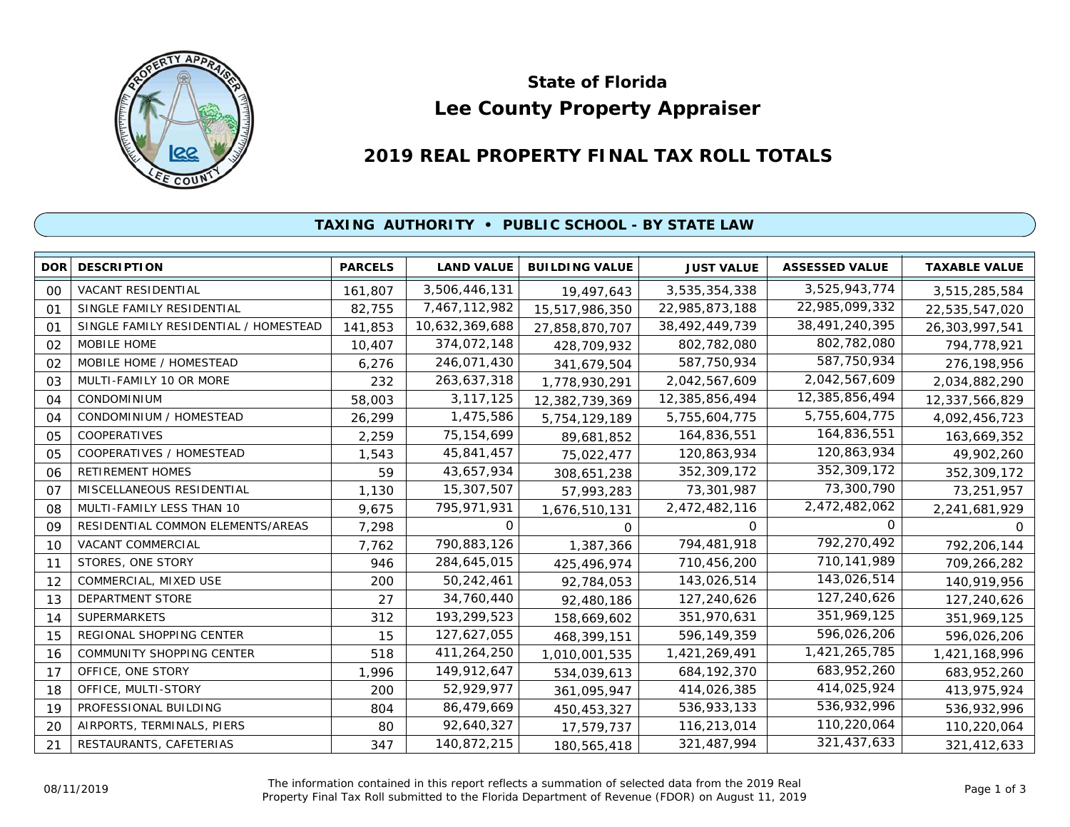# State of Florida

# Lee County Property Appraiser

## 2019 REAL PROPERTY FINAL TAX ROLL TOTALS

### TAXING AUTHORITY • PUBLIC SCHOOL - BY STATE LAW

| DOR | DESCRIPTION | PARCELS | LAND VALUE | BUILDING VALUE | JUST VALUE | ASSESSED VALUE | TAXABLE VALUE |
|---|---|---|---|---|---|---|---|
| 00 | VACANT RESIDENTIAL | 161,807 | 3,506,446,131 | 19,497,643 | 3,535,354,338 | 3,525,943,774 | 3,515,285,584 |
| 01 | SINGLE FAMILY RESIDENTIAL | 82,755 | 7,467,112,982 | 15,517,986,350 | 22,985,873,188 | 22,985,099,332 | 22,535,547,020 |
| 01 | SINGLE FAMILY RESIDENTIAL / HOMESTEAD | 141,853 | 10,632,369,688 | 27,858,870,707 | 38,492,449,739 | 38,491,240,395 | 26,303,997,541 |
| 02 | MOBILE HOME | 10,407 | 374,072,148 | 428,709,932 | 802,782,080 | 802,782,080 | 794,778,921 |
| 02 | MOBILE HOME / HOMESTEAD | 6,276 | 246,071,430 | 341,679,504 | 587,750,934 | 587,750,934 | 276,198,956 |
| 03 | MULTI-FAMILY 10 OR MORE | 232 | 263,637,318 | 1,778,930,291 | 2,042,567,609 | 2,042,567,609 | 2,034,882,290 |
| 04 | CONDOMINIUM | 58,003 | 3,117,125 | 12,382,739,369 | 12,385,856,494 | 12,385,856,494 | 12,337,566,829 |
| 04 | CONDOMINIUM / HOMESTEAD | 26,299 | 1,475,586 | 5,754,129,189 | 5,755,604,775 | 5,755,604,775 | 4,092,456,723 |
| 05 | COOPERATIVES | 2,259 | 75,154,699 | 89,681,852 | 164,836,551 | 164,836,551 | 163,669,352 |
| 05 | COOPERATIVES / HOMESTEAD | 1,543 | 45,841,457 | 75,022,477 | 120,863,934 | 120,863,934 | 49,902,260 |
| 06 | RETIREMENT HOMES | 59 | 43,657,934 | 308,651,238 | 352,309,172 | 352,309,172 | 352,309,172 |
| 07 | MISCELLANEOUS RESIDENTIAL | 1,130 | 15,307,507 | 57,993,283 | 73,301,987 | 73,300,790 | 73,251,957 |
| 08 | MULTI-FAMILY LESS THAN 10 | 9,675 | 795,971,931 | 1,676,510,131 | 2,472,482,116 | 2,472,482,062 | 2,241,681,929 |
| 09 | RESIDENTIAL COMMON ELEMENTS/AREAS | 7,298 | 0 | 0 | 0 | 0 | 0 |
| 10 | VACANT COMMERCIAL | 7,762 | 790,883,126 | 1,387,366 | 794,481,918 | 792,270,492 | 792,206,144 |
| 11 | STORES, ONE STORY | 946 | 284,645,015 | 425,496,974 | 710,456,200 | 710,141,989 | 709,266,282 |
| 12 | COMMERCIAL, MIXED USE | 200 | 50,242,461 | 92,784,053 | 143,026,514 | 143,026,514 | 140,919,956 |
| 13 | DEPARTMENT STORE | 27 | 34,760,440 | 92,480,186 | 127,240,626 | 127,240,626 | 127,240,626 |
| 14 | SUPERMARKETS | 312 | 193,299,523 | 158,669,602 | 351,970,631 | 351,969,125 | 351,969,125 |
| 15 | REGIONAL SHOPPING CENTER | 15 | 127,627,055 | 468,399,151 | 596,149,359 | 596,026,206 | 596,026,206 |
| 16 | COMMUNITY SHOPPING CENTER | 518 | 411,264,250 | 1,010,001,535 | 1,421,269,491 | 1,421,265,785 | 1,421,168,996 |
| 17 | OFFICE, ONE STORY | 1,996 | 149,912,647 | 534,039,613 | 684,192,370 | 683,952,260 | 683,952,260 |
| 18 | OFFICE, MULTI-STORY | 200 | 52,929,977 | 361,095,947 | 414,026,385 | 414,025,924 | 413,975,924 |
| 19 | PROFESSIONAL BUILDING | 804 | 86,479,669 | 450,453,327 | 536,933,133 | 536,932,996 | 536,932,996 |
| 20 | AIRPORTS, TERMINALS, PIERS | 80 | 92,640,327 | 17,579,737 | 116,213,014 | 110,220,064 | 110,220,064 |
| 21 | RESTAURANTS, CAFETERIAS | 347 | 140,872,215 | 180,565,418 | 321,487,994 | 321,437,633 | 321,412,633 |

08/11/2019

The information contained in this report reflects a summation of selected data from the 2019 Real Property Final Tax Roll submitted to the Florida Department of Revenue (FDOR) on August 11, 2019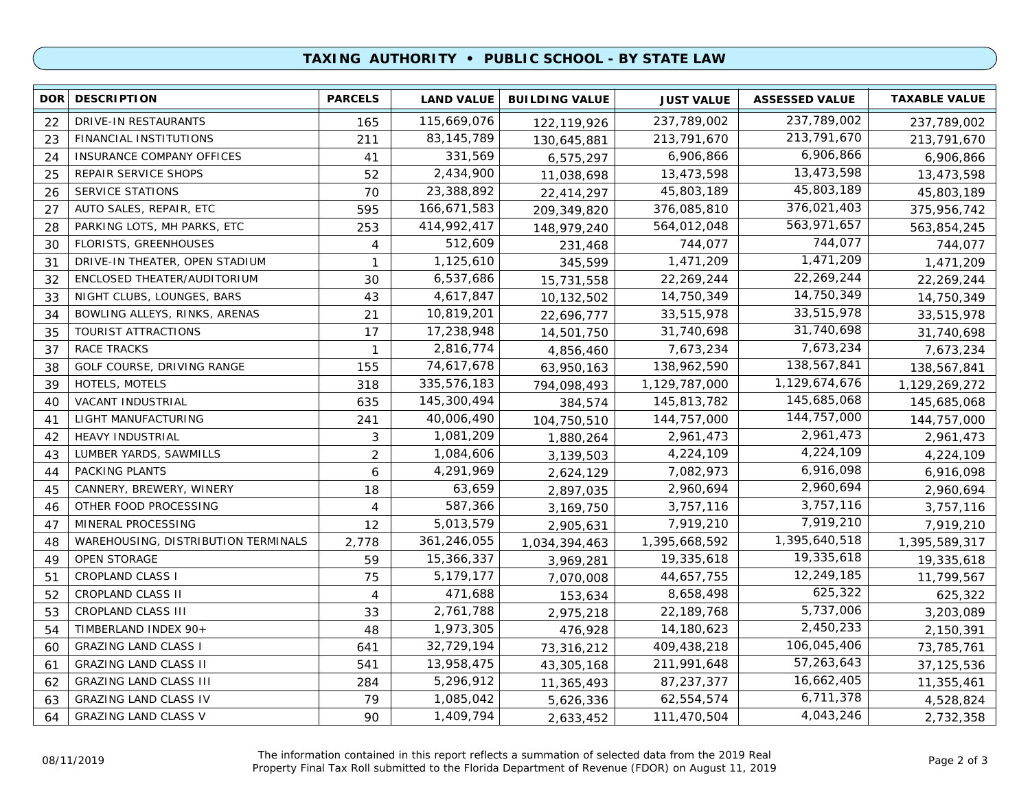## TAXING AUTHORITY • PUBLIC SCHOOL - BY STATE LAW

| DOR | DESCRIPTION | PARCELS | LAND VALUE | BUILDING VALUE | JUST VALUE | ASSESSED VALUE | TAXABLE VALUE |
|---|---|---|---|---|---|---|---|
| 22 | DRIVE-IN RESTAURANTS | 165 | 115,669,076 | 122,119,926 | 237,789,002 | 237,789,002 | 237,789,002 |
| 23 | FINANCIAL INSTITUTIONS | 211 | 83,145,789 | 130,645,881 | 213,791,670 | 213,791,670 | 213,791,670 |
| 24 | INSURANCE COMPANY OFFICES | 41 | 331,569 | 6,575,297 | 6,906,866 | 6,906,866 | 6,906,866 |
| 25 | REPAIR SERVICE SHOPS | 52 | 2,434,900 | 11,038,698 | 13,473,598 | 13,473,598 | 13,473,598 |
| 26 | SERVICE STATIONS | 70 | 23,388,892 | 22,414,297 | 45,803,189 | 45,803,189 | 45,803,189 |
| 27 | AUTO SALES, REPAIR, ETC | 595 | 166,671,583 | 209,349,820 | 376,085,810 | 376,021,403 | 375,956,742 |
| 28 | PARKING LOTS, MH PARKS, ETC | 253 | 414,992,417 | 148,979,240 | 564,012,048 | 563,971,657 | 563,854,245 |
| 30 | FLORISTS, GREENHOUSES | 4 | 512,609 | 231,468 | 744,077 | 744,077 | 744,077 |
| 31 | DRIVE-IN THEATER, OPEN STADIUM | 1 | 1,125,610 | 345,599 | 1,471,209 | 1,471,209 | 1,471,209 |
| 32 | ENCLOSED THEATER/AUDITORIUM | 30 | 6,537,686 | 15,731,558 | 22,269,244 | 22,269,244 | 22,269,244 |
| 33 | NIGHT CLUBS, LOUNGES, BARS | 43 | 4,617,847 | 10,132,502 | 14,750,349 | 14,750,349 | 14,750,349 |
| 34 | BOWLING ALLEYS, RINKS, ARENAS | 21 | 10,819,201 | 22,696,777 | 33,515,978 | 33,515,978 | 33,515,978 |
| 35 | TOURIST ATTRACTIONS | 17 | 17,238,948 | 14,501,750 | 31,740,698 | 31,740,698 | 31,740,698 |
| 37 | RACE TRACKS | 1 | 2,816,774 | 4,856,460 | 7,673,234 | 7,673,234 | 7,673,234 |
| 38 | GOLF COURSE, DRIVING RANGE | 155 | 74,617,678 | 63,950,163 | 138,962,590 | 138,567,841 | 138,567,841 |
| 39 | HOTELS, MOTELS | 318 | 335,576,183 | 794,098,493 | 1,129,787,000 | 1,129,674,676 | 1,129,269,272 |
| 40 | VACANT INDUSTRIAL | 635 | 145,300,494 | 384,574 | 145,813,782 | 145,685,068 | 145,685,068 |
| 41 | LIGHT MANUFACTURING | 241 | 40,006,490 | 104,750,510 | 144,757,000 | 144,757,000 | 144,757,000 |
| 42 | HEAVY INDUSTRIAL | 3 | 1,081,209 | 1,880,264 | 2,961,473 | 2,961,473 | 2,961,473 |
| 43 | LUMBER YARDS, SAWMILLS | 2 | 1,084,606 | 3,139,503 | 4,224,109 | 4,224,109 | 4,224,109 |
| 44 | PACKING PLANTS | 6 | 4,291,969 | 2,624,129 | 7,082,973 | 6,916,098 | 6,916,098 |
| 45 | CANNERY, BREWERY, WINERY | 18 | 63,659 | 2,897,035 | 2,960,694 | 2,960,694 | 2,960,694 |
| 46 | OTHER FOOD PROCESSING | 4 | 587,366 | 3,169,750 | 3,757,116 | 3,757,116 | 3,757,116 |
| 47 | MINERAL PROCESSING | 12 | 5,013,579 | 2,905,631 | 7,919,210 | 7,919,210 | 7,919,210 |
| 48 | WAREHOUSING, DISTRIBUTION TERMINALS | 2,778 | 361,246,055 | 1,034,394,463 | 1,395,668,592 | 1,395,640,518 | 1,395,589,317 |
| 49 | OPEN STORAGE | 59 | 15,366,337 | 3,969,281 | 19,335,618 | 19,335,618 | 19,335,618 |
| 51 | CROPLAND CLASS I | 75 | 5,179,177 | 7,070,008 | 44,657,755 | 12,249,185 | 11,799,567 |
| 52 | CROPLAND CLASS II | 4 | 471,688 | 153,634 | 8,658,498 | 625,322 | 625,322 |
| 53 | CROPLAND CLASS III | 33 | 2,761,788 | 2,975,218 | 22,189,768 | 5,737,006 | 3,203,089 |
| 54 | TIMBERLAND INDEX 90+ | 48 | 1,973,305 | 476,928 | 14,180,623 | 2,450,233 | 2,150,391 |
| 60 | GRAZING LAND CLASS I | 641 | 32,729,194 | 73,316,212 | 409,438,218 | 106,045,406 | 73,785,761 |
| 61 | GRAZING LAND CLASS II | 541 | 13,958,475 | 43,305,168 | 211,991,648 | 57,263,643 | 37,125,536 |
| 62 | GRAZING LAND CLASS III | 284 | 5,296,912 | 11,365,493 | 87,237,377 | 16,662,405 | 11,355,461 |
| 63 | GRAZING LAND CLASS IV | 79 | 1,085,042 | 5,626,336 | 62,554,574 | 6,711,378 | 4,528,824 |
| 64 | GRAZING LAND CLASS V | 90 | 1,409,794 | 2,633,452 | 111,470,504 | 4,043,246 | 2,732,358 |

08/11/2019

The information contained in this report reflects a summation of selected data from the 2019 Real Property Final Tax Roll submitted to the Florida Department of Revenue (FDOR) on August 11, 2019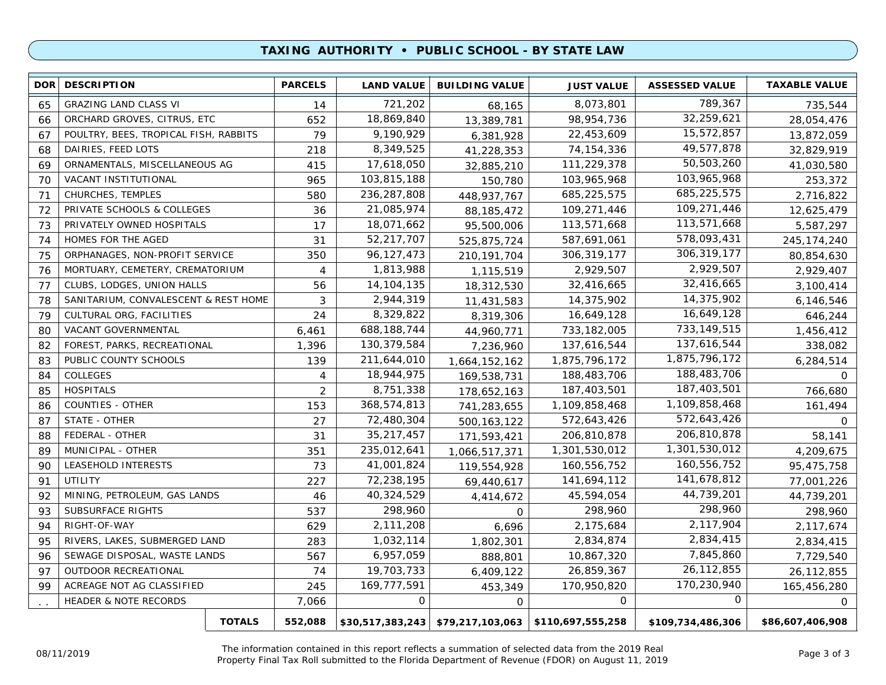## TAXING AUTHORITY • PUBLIC SCHOOL - BY STATE LAW

| DOR | DESCRIPTION | PARCELS | LAND VALUE | BUILDING VALUE | JUST VALUE | ASSESSED VALUE | TAXABLE VALUE |
|---|---|---|---|---|---|---|---|
| 65 | GRAZING LAND CLASS VI | 14 | 721,202 | 68,165 | 8,073,801 | 789,367 | 735,544 |
| 66 | ORCHARD GROVES, CITRUS, ETC | 652 | 18,869,840 | 13,389,781 | 98,954,736 | 32,259,621 | 28,054,476 |
| 67 | POULTRY, BEES, TROPICAL FISH, RABBITS | 79 | 9,190,929 | 6,381,928 | 22,453,609 | 15,572,857 | 13,872,059 |
| 68 | DAIRIES, FEED LOTS | 218 | 8,349,525 | 41,228,353 | 74,154,336 | 49,577,878 | 32,829,919 |
| 69 | ORNAMENTALS, MISCELLANEOUS AG | 415 | 17,618,050 | 32,885,210 | 111,229,378 | 50,503,260 | 41,030,580 |
| 70 | VACANT INSTITUTIONAL | 965 | 103,815,188 | 150,780 | 103,965,968 | 103,965,968 | 253,372 |
| 71 | CHURCHES, TEMPLES | 580 | 236,287,808 | 448,937,767 | 685,225,575 | 685,225,575 | 2,716,822 |
| 72 | PRIVATE SCHOOLS & COLLEGES | 36 | 21,085,974 | 88,185,472 | 109,271,446 | 109,271,446 | 12,625,479 |
| 73 | PRIVATELY OWNED HOSPITALS | 17 | 18,071,662 | 95,500,006 | 113,571,668 | 113,571,668 | 5,587,297 |
| 74 | HOMES FOR THE AGED | 31 | 52,217,707 | 525,875,724 | 587,691,061 | 578,093,431 | 245,174,240 |
| 75 | ORPHANAGES, NON-PROFIT SERVICE | 350 | 96,127,473 | 210,191,704 | 306,319,177 | 306,319,177 | 80,854,630 |
| 76 | MORTUARY, CEMETERY, CREMATORIUM | 4 | 1,813,988 | 1,115,519 | 2,929,507 | 2,929,507 | 2,929,407 |
| 77 | CLUBS, LODGES, UNION HALLS | 56 | 14,104,135 | 18,312,530 | 32,416,665 | 32,416,665 | 3,100,414 |
| 78 | SANITARIUM, CONVALESCENT & REST HOME | 3 | 2,944,319 | 11,431,583 | 14,375,902 | 14,375,902 | 6,146,546 |
| 79 | CULTURAL ORG, FACILITIES | 24 | 8,329,822 | 8,319,306 | 16,649,128 | 16,649,128 | 646,244 |
| 80 | VACANT GOVERNMENTAL | 6,461 | 688,188,744 | 44,960,771 | 733,182,005 | 733,149,515 | 1,456,412 |
| 82 | FOREST, PARKS, RECREATIONAL | 1,396 | 130,379,584 | 7,236,960 | 137,616,544 | 137,616,544 | 338,082 |
| 83 | PUBLIC COUNTY SCHOOLS | 139 | 211,644,010 | 1,664,152,162 | 1,875,796,172 | 1,875,796,172 | 6,284,514 |
| 84 | COLLEGES | 4 | 18,944,975 | 169,538,731 | 188,483,706 | 188,483,706 | 0 |
| 85 | HOSPITALS | 2 | 8,751,338 | 178,652,163 | 187,403,501 | 187,403,501 | 766,680 |
| 86 | COUNTIES - OTHER | 153 | 368,574,813 | 741,283,655 | 1,109,858,468 | 1,109,858,468 | 161,494 |
| 87 | STATE - OTHER | 27 | 72,480,304 | 500,163,122 | 572,643,426 | 572,643,426 | 0 |
| 88 | FEDERAL - OTHER | 31 | 35,217,457 | 171,593,421 | 206,810,878 | 206,810,878 | 58,141 |
| 89 | MUNICIPAL - OTHER | 351 | 235,012,641 | 1,066,517,371 | 1,301,530,012 | 1,301,530,012 | 4,209,675 |
| 90 | LEASEHOLD INTERESTS | 73 | 41,001,824 | 119,554,928 | 160,556,752 | 160,556,752 | 95,475,758 |
| 91 | UTILITY | 227 | 72,238,195 | 69,440,617 | 141,694,112 | 141,678,812 | 77,001,226 |
| 92 | MINING, PETROLEUM, GAS LANDS | 46 | 40,324,529 | 4,414,672 | 45,594,054 | 44,739,201 | 44,739,201 |
| 93 | SUBSURFACE RIGHTS | 537 | 298,960 | 0 | 298,960 | 298,960 | 298,960 |
| 94 | RIGHT-OF-WAY | 629 | 2,111,208 | 6,696 | 2,175,684 | 2,117,904 | 2,117,674 |
| 95 | RIVERS, LAKES, SUBMERGED LAND | 283 | 1,032,114 | 1,802,301 | 2,834,874 | 2,834,415 | 2,834,415 |
| 96 | SEWAGE DISPOSAL, WASTE LANDS | 567 | 6,957,059 | 888,801 | 10,867,320 | 7,845,860 | 7,729,540 |
| 97 | OUTDOOR RECREATIONAL | 74 | 19,703,733 | 6,409,122 | 26,859,367 | 26,112,855 | 26,112,855 |
| 99 | ACREAGE NOT AG CLASSIFIED | 245 | 169,777,591 | 453,349 | 170,950,820 | 170,230,940 | 165,456,280 |
| .. | HEADER & NOTE RECORDS | 7,066 | 0 | 0 | 0 | 0 | 0 |
| | **TOTALS** | **552,088** | **$30,517,383,243** | **$79,217,103,063** | **$110,697,555,258** | **$109,734,486,306** | **$86,607,406,908** |

08/11/2019

The information contained in this report reflects a summation of selected data from the 2019 Real Property Final Tax Roll submitted to the Florida Department of Revenue (FDOR) on August 11, 2019